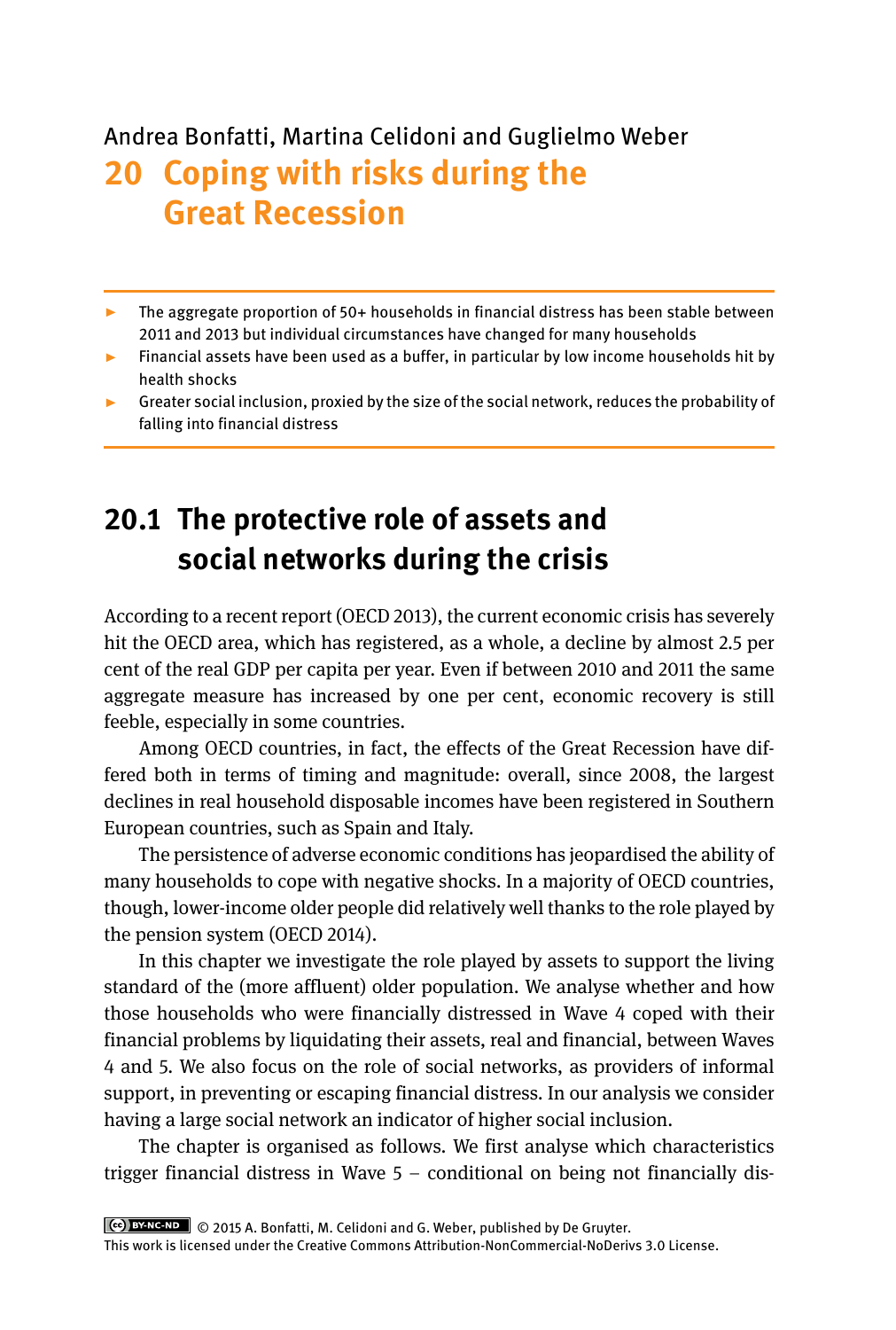Andrea Bonfatti, Martina Celidoni and Guglielmo Weber

# 20 Coping with risks during the Great Recession

- The aggregate proportion of 50+ households in financial distress has been stable between 2011 and 2013 but individual circumstances have changed for many households
- Financial assets have been used as a buffer, in particular by low income households hit by health shocks
- Greater social inclusion, proxied by the size of the social network, reduces the probability of falling into financial distress

## 20.1 The protective role of assets and social networks during the crisis

According to a recent report (OECD 2013), the current economic crisis has severely hit the OECD area, which has registered, as a whole, a decline by almost 2.5 per cent of the real GDP per capita per year. Even if between 2010 and 2011 the same aggregate measure has increased by one per cent, economic recovery is still feeble, especially in some countries.

Among OECD countries, in fact, the effects of the Great Recession have differed both in terms of timing and magnitude: overall, since 2008, the largest declines in real household disposable incomes have been registered in Southern European countries, such as Spain and Italy.

The persistence of adverse economic conditions has jeopardised the ability of many households to cope with negative shocks. In a majority of OECD countries, though, lower-income older people did relatively well thanks to the role played by the pension system (OECD 2014).

In this chapter we investigate the role played by assets to support the living standard of the (more affluent) older population. We analyse whether and how those households who were financially distressed in Wave 4 coped with their financial problems by liquidating their assets, real and financial, between Waves 4 and 5. We also focus on the role of social networks, as providers of informal support, in preventing or escaping financial distress. In our analysis we consider having a large social network an indicator of higher social inclusion.

The chapter is organised as follows. We first analyse which characteristics trigger financial distress in Wave 5 – conditional on being not financially dis-

© 2015 A. Bonfatti, M. Celidoni and G. Weber, published by De Gruyter.
This work is licensed under the Creative Commons Attribution-NonCommercial-NoDerivs 3.0 License.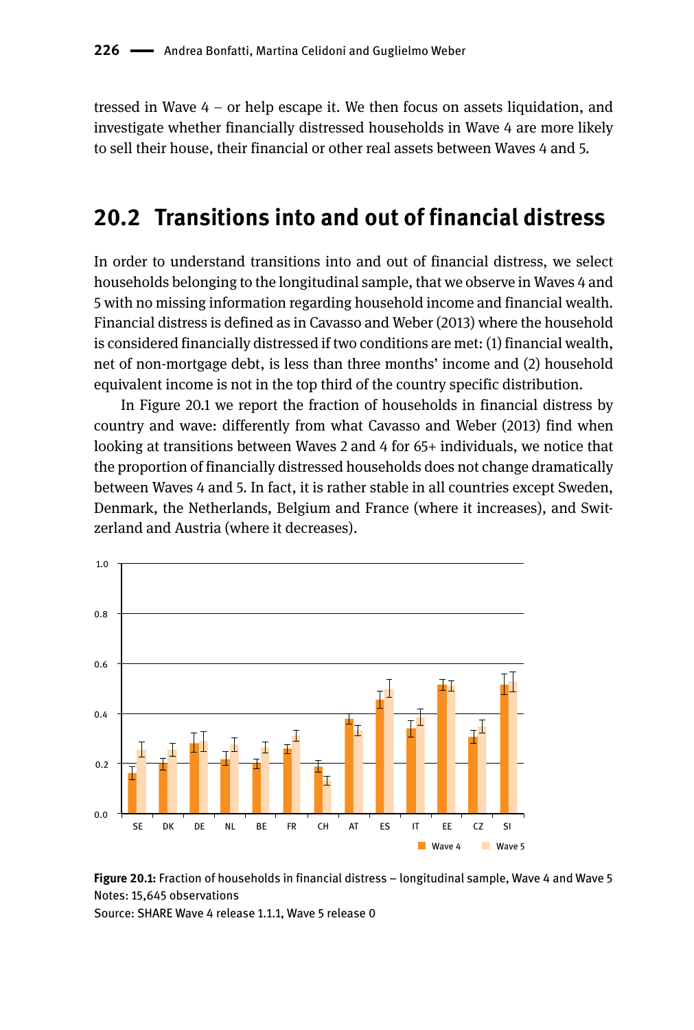tressed in Wave 4 – or help escape it. We then focus on assets liquidation, and investigate whether financially distressed households in Wave 4 are more likely to sell their house, their financial or other real assets between Waves 4 and 5.

## 20.2 Transitions into and out of financial distress

In order to understand transitions into and out of financial distress, we select households belonging to the longitudinal sample, that we observe in Waves 4 and 5 with no missing information regarding household income and financial wealth. Financial distress is defined as in Cavasso and Weber (2013) where the household is considered financially distressed if two conditions are met: (1) financial wealth, net of non-mortgage debt, is less than three months' income and (2) household equivalent income is not in the top third of the country specific distribution.

In Figure 20.1 we report the fraction of households in financial distress by country and wave: differently from what Cavasso and Weber (2013) find when looking at transitions between Waves 2 and 4 for 65+ individuals, we notice that the proportion of financially distressed households does not change dramatically between Waves 4 and 5. In fact, it is rather stable in all countries except Sweden, Denmark, the Netherlands, Belgium and France (where it increases), and Switzerland and Austria (where it decreases).

**Figure 20.1:** Fraction of households in financial distress – longitudinal sample, Wave 4 and Wave 5
Notes: 15,645 observations
Source: SHARE Wave 4 release 1.1.1, Wave 5 release 0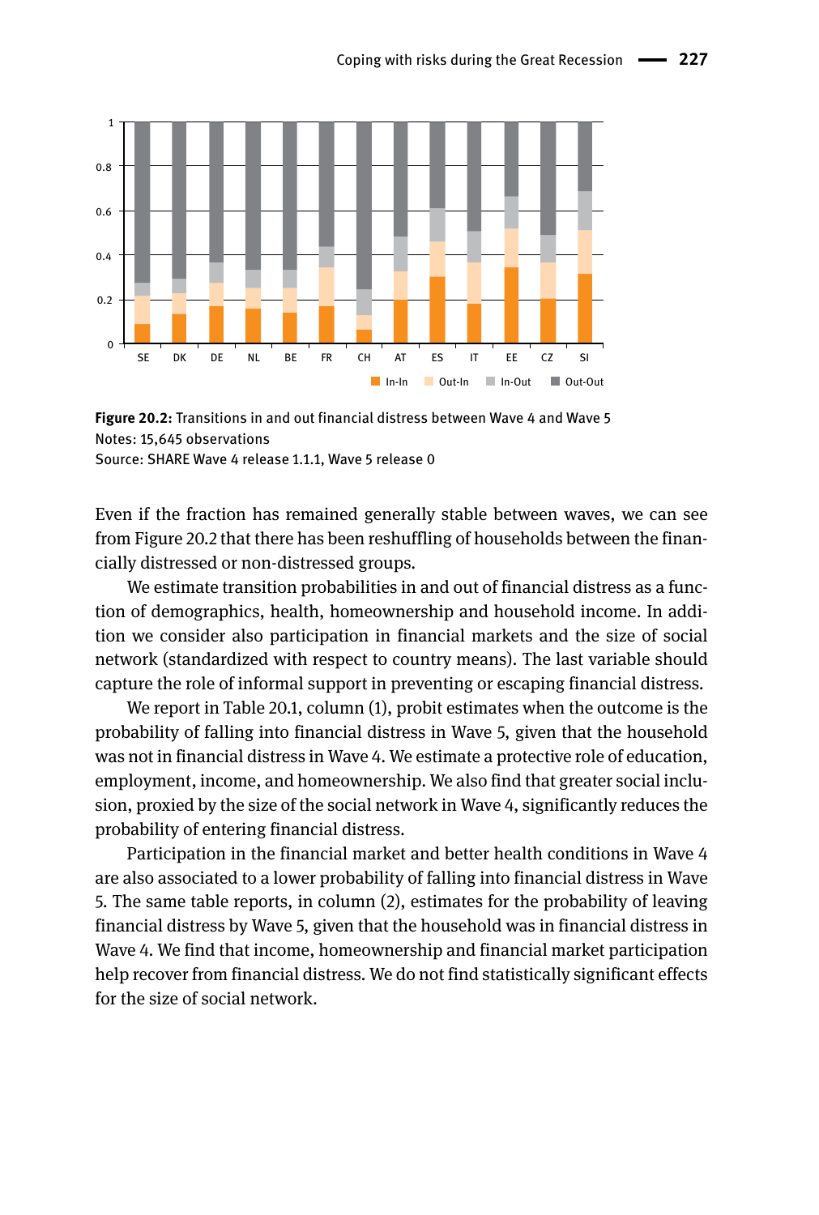**Figure 20.2:** Transitions in and out financial distress between Wave 4 and Wave 5
Notes: 15,645 observations
Source: SHARE Wave 4 release 1.1.1, Wave 5 release 0

Even if the fraction has remained generally stable between waves, we can see from Figure 20.2 that there has been reshuffling of households between the financially distressed or non-distressed groups.

We estimate transition probabilities in and out of financial distress as a function of demographics, health, homeownership and household income. In addition we consider also participation in financial markets and the size of social network (standardized with respect to country means). The last variable should capture the role of informal support in preventing or escaping financial distress.

We report in Table 20.1, column (1), probit estimates when the outcome is the probability of falling into financial distress in Wave 5, given that the household was not in financial distress in Wave 4. We estimate a protective role of education, employment, income, and homeownership. We also find that greater social inclusion, proxied by the size of the social network in Wave 4, significantly reduces the probability of entering financial distress.

Participation in the financial market and better health conditions in Wave 4 are also associated to a lower probability of falling into financial distress in Wave 5. The same table reports, in column (2), estimates for the probability of leaving financial distress by Wave 5, given that the household was in financial distress in Wave 4. We find that income, homeownership and financial market participation help recover from financial distress. We do not find statistically significant effects for the size of social network.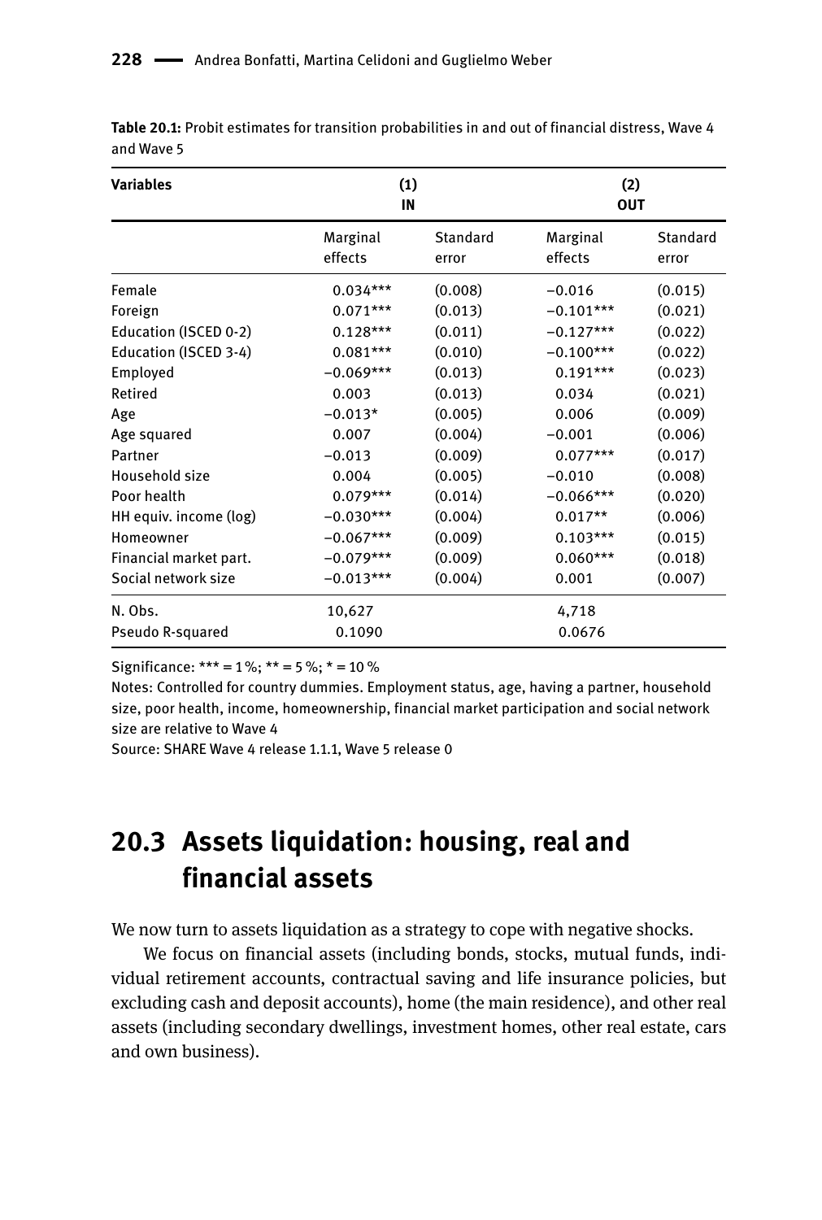**Table 20.1:** Probit estimates for transition probabilities in and out of financial distress, Wave 4 and Wave 5

| Variables | (1) IN | | (2) OUT | |
|---|---|---|---|---|
| | Marginal effects | Standard error | Marginal effects | Standard error |
| Female | 0.034*** | (0.008) | −0.016 | (0.015) |
| Foreign | 0.071*** | (0.013) | −0.101*** | (0.021) |
| Education (ISCED 0-2) | 0.128*** | (0.011) | −0.127*** | (0.022) |
| Education (ISCED 3-4) | 0.081*** | (0.010) | −0.100*** | (0.022) |
| Employed | −0.069*** | (0.013) | 0.191*** | (0.023) |
| Retired | 0.003 | (0.013) | 0.034 | (0.021) |
| Age | −0.013* | (0.005) | 0.006 | (0.009) |
| Age squared | 0.007 | (0.004) | −0.001 | (0.006) |
| Partner | −0.013 | (0.009) | 0.077*** | (0.017) |
| Household size | 0.004 | (0.005) | −0.010 | (0.008) |
| Poor health | 0.079*** | (0.014) | −0.066*** | (0.020) |
| HH equiv. income (log) | −0.030*** | (0.004) | 0.017** | (0.006) |
| Homeowner | −0.067*** | (0.009) | 0.103*** | (0.015) |
| Financial market part. | −0.079*** | (0.009) | 0.060*** | (0.018) |
| Social network size | −0.013*** | (0.004) | 0.001 | (0.007) |
| N. Obs. | 10,627 | | 4,718 | |
| Pseudo R-squared | 0.1090 | | 0.0676 | |

Significance: *** = 1 %; ** = 5 %; * = 10 %

Notes: Controlled for country dummies. Employment status, age, having a partner, household size, poor health, income, homeownership, financial market participation and social network size are relative to Wave 4

Source: SHARE Wave 4 release 1.1.1, Wave 5 release 0

## 20.3 Assets liquidation: housing, real and financial assets

We now turn to assets liquidation as a strategy to cope with negative shocks.

We focus on financial assets (including bonds, stocks, mutual funds, individual retirement accounts, contractual saving and life insurance policies, but excluding cash and deposit accounts), home (the main residence), and other real assets (including secondary dwellings, investment homes, other real estate, cars and own business).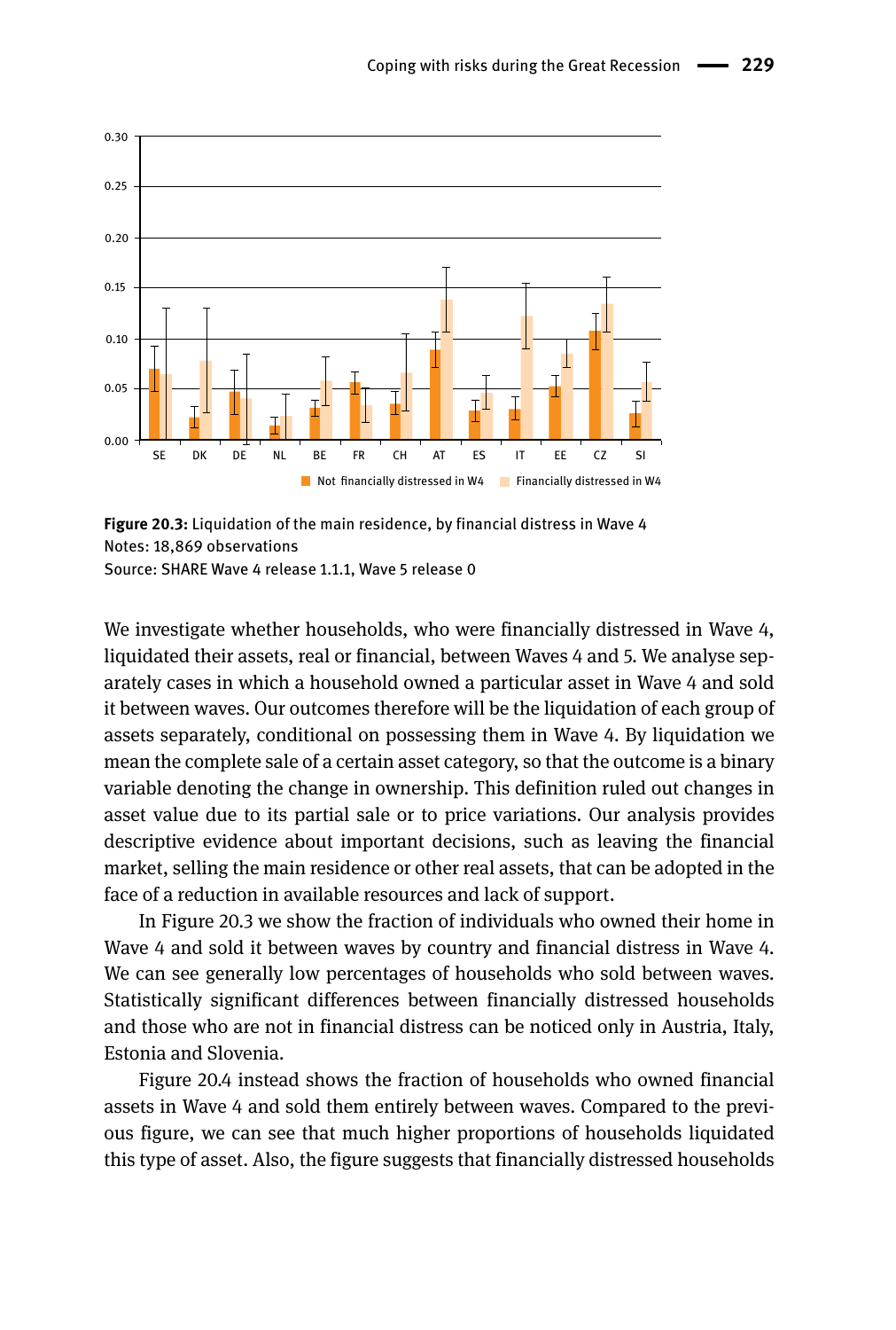**Figure 20.3:** Liquidation of the main residence, by financial distress in Wave 4
Notes: 18,869 observations
Source: SHARE Wave 4 release 1.1.1, Wave 5 release 0

We investigate whether households, who were financially distressed in Wave 4, liquidated their assets, real or financial, between Waves 4 and 5. We analyse separately cases in which a household owned a particular asset in Wave 4 and sold it between waves. Our outcomes therefore will be the liquidation of each group of assets separately, conditional on possessing them in Wave 4. By liquidation we mean the complete sale of a certain asset category, so that the outcome is a binary variable denoting the change in ownership. This definition ruled out changes in asset value due to its partial sale or to price variations. Our analysis provides descriptive evidence about important decisions, such as leaving the financial market, selling the main residence or other real assets, that can be adopted in the face of a reduction in available resources and lack of support.

In Figure 20.3 we show the fraction of individuals who owned their home in Wave 4 and sold it between waves by country and financial distress in Wave 4. We can see generally low percentages of households who sold between waves. Statistically significant differences between financially distressed households and those who are not in financial distress can be noticed only in Austria, Italy, Estonia and Slovenia.

Figure 20.4 instead shows the fraction of households who owned financial assets in Wave 4 and sold them entirely between waves. Compared to the previous figure, we can see that much higher proportions of households liquidated this type of asset. Also, the figure suggests that financially distressed households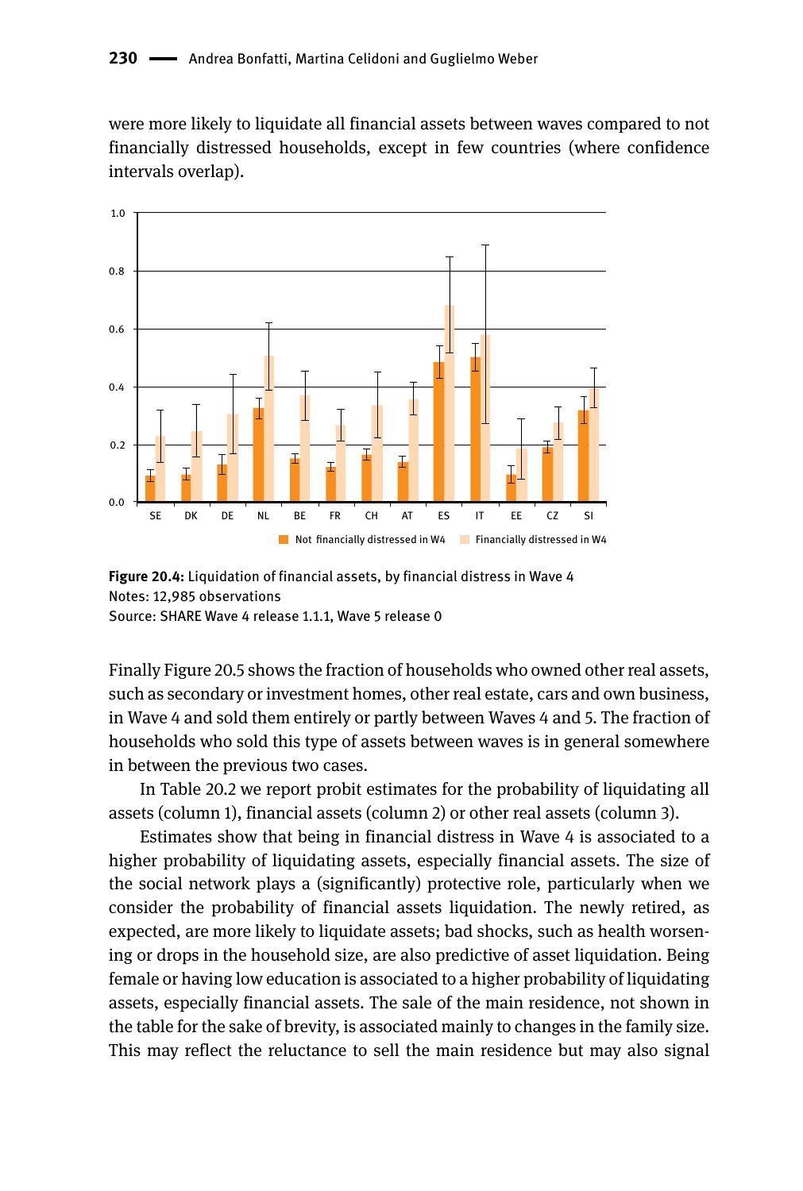were more likely to liquidate all financial assets between waves compared to not financially distressed households, except in few countries (where confidence intervals overlap).

**Figure 20.4:** Liquidation of financial assets, by financial distress in Wave 4
Notes: 12,985 observations
Source: SHARE Wave 4 release 1.1.1, Wave 5 release 0

Finally Figure 20.5 shows the fraction of households who owned other real assets, such as secondary or investment homes, other real estate, cars and own business, in Wave 4 and sold them entirely or partly between Waves 4 and 5. The fraction of households who sold this type of assets between waves is in general somewhere in between the previous two cases.

In Table 20.2 we report probit estimates for the probability of liquidating all assets (column 1), financial assets (column 2) or other real assets (column 3).

Estimates show that being in financial distress in Wave 4 is associated to a higher probability of liquidating assets, especially financial assets. The size of the social network plays a (significantly) protective role, particularly when we consider the probability of financial assets liquidation. The newly retired, as expected, are more likely to liquidate assets; bad shocks, such as health worsening or drops in the household size, are also predictive of asset liquidation. Being female or having low education is associated to a higher probability of liquidating assets, especially financial assets. The sale of the main residence, not shown in the table for the sake of brevity, is associated mainly to changes in the family size. This may reflect the reluctance to sell the main residence but may also signal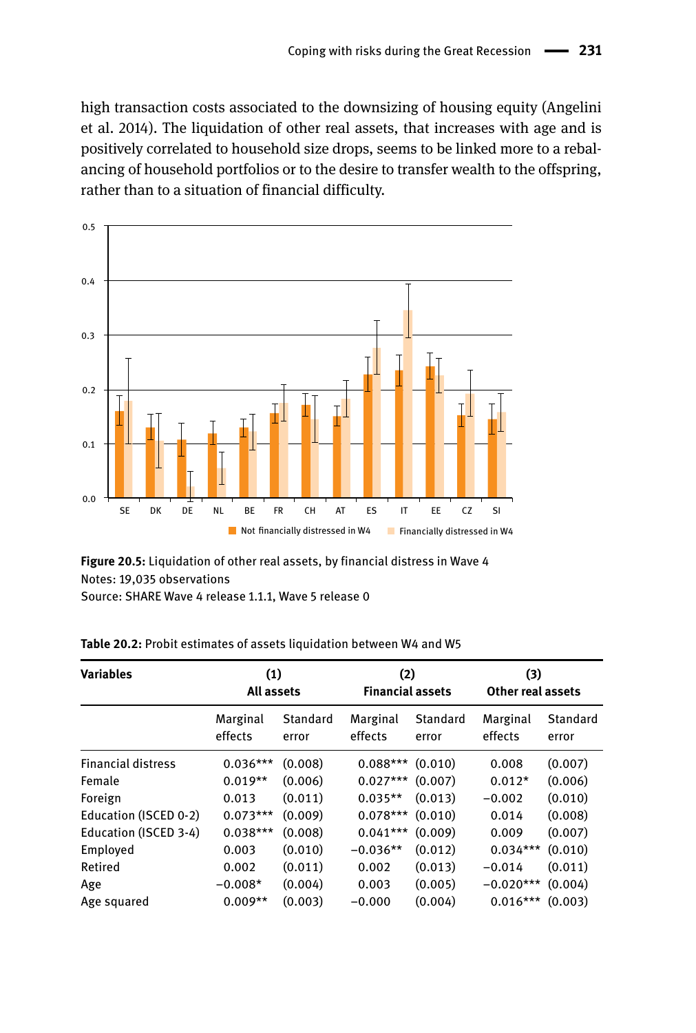high transaction costs associated to the downsizing of housing equity (Angelini et al. 2014). The liquidation of other real assets, that increases with age and is positively correlated to household size drops, seems to be linked more to a rebalancing of household portfolios or to the desire to transfer wealth to the offspring, rather than to a situation of financial difficulty.

**Figure 20.5:** Liquidation of other real assets, by financial distress in Wave 4
Notes: 19,035 observations
Source: SHARE Wave 4 release 1.1.1, Wave 5 release 0

**Table 20.2:** Probit estimates of assets liquidation between W4 and W5

| Variables | (1) All assets | | (2) Financial assets | | (3) Other real assets | |
|---|---|---|---|---|---|---|
| | Marginal effects | Standard error | Marginal effects | Standard error | Marginal effects | Standard error |
| Financial distress | 0.036*** | (0.008) | 0.088*** | (0.010) | 0.008 | (0.007) |
| Female | 0.019** | (0.006) | 0.027*** | (0.007) | 0.012* | (0.006) |
| Foreign | 0.013 | (0.011) | 0.035** | (0.013) | −0.002 | (0.010) |
| Education (ISCED 0-2) | 0.073*** | (0.009) | 0.078*** | (0.010) | 0.014 | (0.008) |
| Education (ISCED 3-4) | 0.038*** | (0.008) | 0.041*** | (0.009) | 0.009 | (0.007) |
| Employed | 0.003 | (0.010) | −0.036** | (0.012) | 0.034*** | (0.010) |
| Retired | 0.002 | (0.011) | 0.002 | (0.013) | −0.014 | (0.011) |
| Age | −0.008* | (0.004) | 0.003 | (0.005) | −0.020*** | (0.004) |
| Age squared | 0.009** | (0.003) | −0.000 | (0.004) | 0.016*** | (0.003) |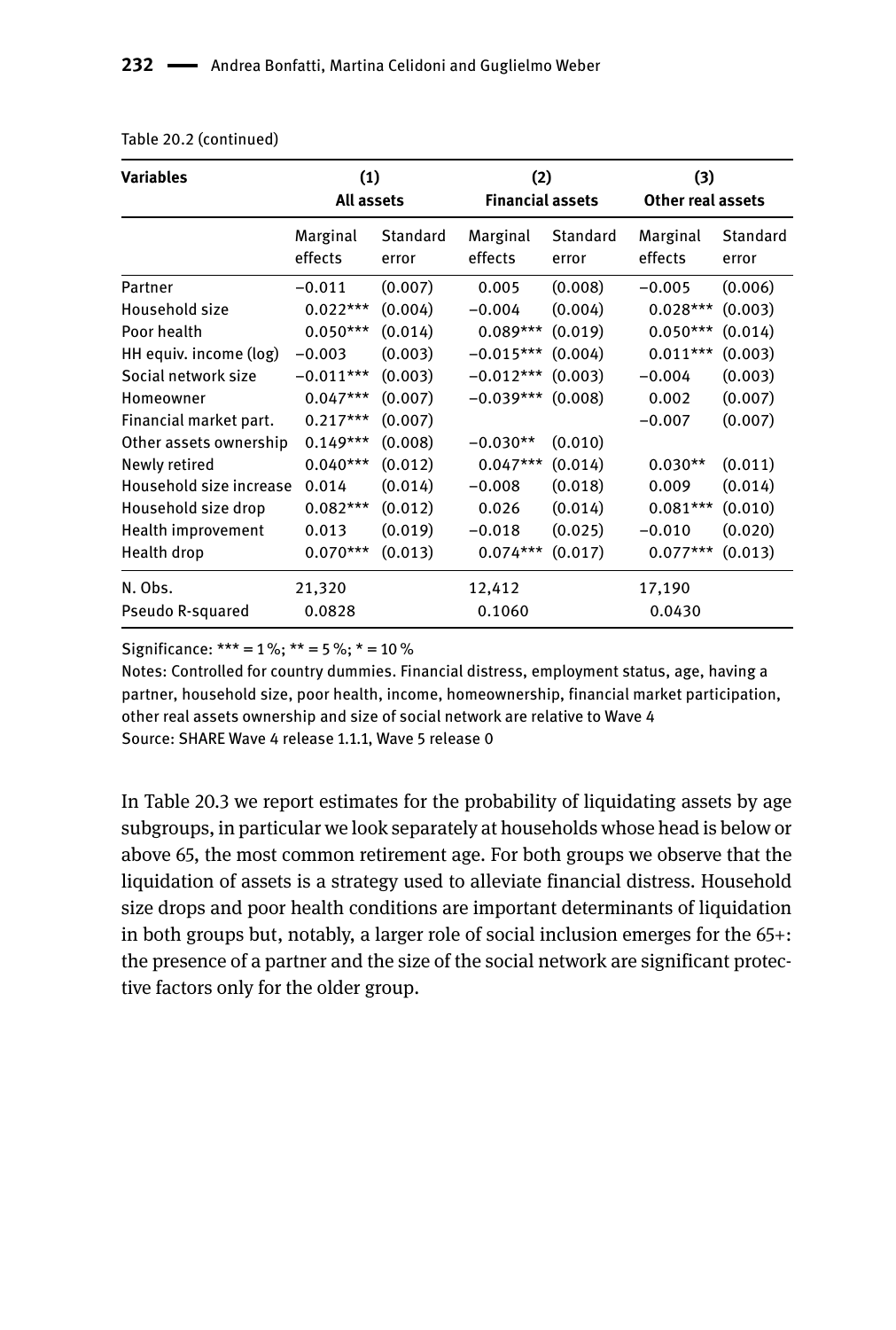Table 20.2 (continued)

| Variables | (1) All assets | | (2) Financial assets | | (3) Other real assets | |
|---|---|---|---|---|---|---|
| | Marginal effects | Standard error | Marginal effects | Standard error | Marginal effects | Standard error |
| Partner | −0.011 | (0.007) | 0.005 | (0.008) | −0.005 | (0.006) |
| Household size | 0.022*** | (0.004) | −0.004 | (0.004) | 0.028*** | (0.003) |
| Poor health | 0.050*** | (0.014) | 0.089*** | (0.019) | 0.050*** | (0.014) |
| HH equiv. income (log) | −0.003 | (0.003) | −0.015*** | (0.004) | 0.011*** | (0.003) |
| Social network size | −0.011*** | (0.003) | −0.012*** | (0.003) | −0.004 | (0.003) |
| Homeowner | 0.047*** | (0.007) | −0.039*** | (0.008) | 0.002 | (0.007) |
| Financial market part. | 0.217*** | (0.007) | | | −0.007 | (0.007) |
| Other assets ownership | 0.149*** | (0.008) | −0.030** | (0.010) | | |
| Newly retired | 0.040*** | (0.012) | 0.047*** | (0.014) | 0.030** | (0.011) |
| Household size increase | 0.014 | (0.014) | −0.008 | (0.018) | 0.009 | (0.014) |
| Household size drop | 0.082*** | (0.012) | 0.026 | (0.014) | 0.081*** | (0.010) |
| Health improvement | 0.013 | (0.019) | −0.018 | (0.025) | −0.010 | (0.020) |
| Health drop | 0.070*** | (0.013) | 0.074*** | (0.017) | 0.077*** | (0.013) |
| N. Obs. | 21,320 | | 12,412 | | 17,190 | |
| Pseudo R-squared | 0.0828 | | 0.1060 | | 0.0430 | |

Significance: *** = 1 %; ** = 5 %; * = 10 %

Notes: Controlled for country dummies. Financial distress, employment status, age, having a partner, household size, poor health, income, homeownership, financial market participation, other real assets ownership and size of social network are relative to Wave 4

Source: SHARE Wave 4 release 1.1.1, Wave 5 release 0

In Table 20.3 we report estimates for the probability of liquidating assets by age subgroups, in particular we look separately at households whose head is below or above 65, the most common retirement age. For both groups we observe that the liquidation of assets is a strategy used to alleviate financial distress. Household size drops and poor health conditions are important determinants of liquidation in both groups but, notably, a larger role of social inclusion emerges for the 65+: the presence of a partner and the size of the social network are significant protective factors only for the older group.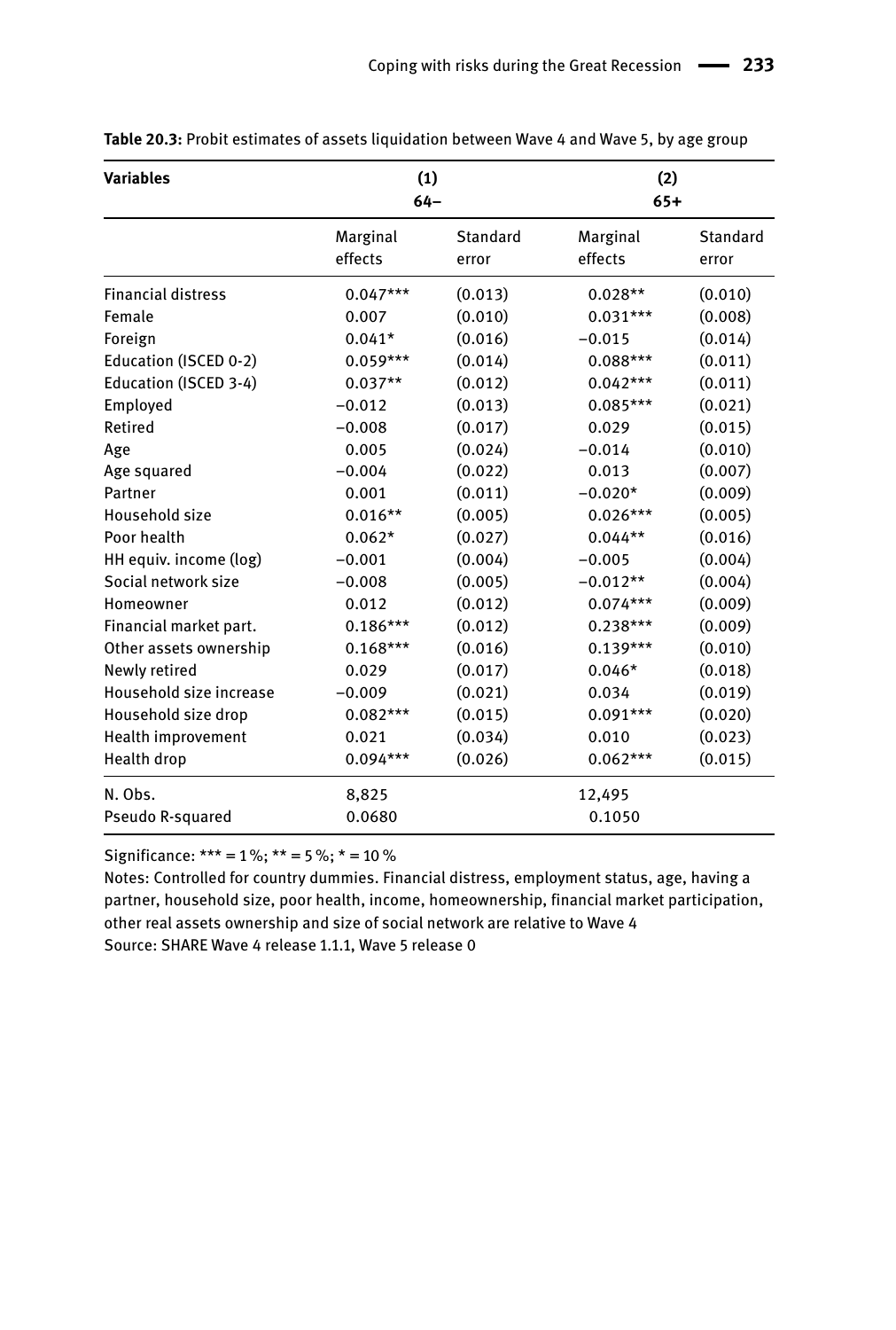**Table 20.3:** Probit estimates of assets liquidation between Wave 4 and Wave 5, by age group

| Variables | (1) 64– | | (2) 65+ | |
|---|---|---|---|---|
| | Marginal effects | Standard error | Marginal effects | Standard error |
| Financial distress | 0.047*** | (0.013) | 0.028** | (0.010) |
| Female | 0.007 | (0.010) | 0.031*** | (0.008) |
| Foreign | 0.041* | (0.016) | −0.015 | (0.014) |
| Education (ISCED 0-2) | 0.059*** | (0.014) | 0.088*** | (0.011) |
| Education (ISCED 3-4) | 0.037** | (0.012) | 0.042*** | (0.011) |
| Employed | −0.012 | (0.013) | 0.085*** | (0.021) |
| Retired | −0.008 | (0.017) | 0.029 | (0.015) |
| Age | 0.005 | (0.024) | −0.014 | (0.010) |
| Age squared | −0.004 | (0.022) | 0.013 | (0.007) |
| Partner | 0.001 | (0.011) | −0.020* | (0.009) |
| Household size | 0.016** | (0.005) | 0.026*** | (0.005) |
| Poor health | 0.062* | (0.027) | 0.044** | (0.016) |
| HH equiv. income (log) | −0.001 | (0.004) | −0.005 | (0.004) |
| Social network size | −0.008 | (0.005) | −0.012** | (0.004) |
| Homeowner | 0.012 | (0.012) | 0.074*** | (0.009) |
| Financial market part. | 0.186*** | (0.012) | 0.238*** | (0.009) |
| Other assets ownership | 0.168*** | (0.016) | 0.139*** | (0.010) |
| Newly retired | 0.029 | (0.017) | 0.046* | (0.018) |
| Household size increase | −0.009 | (0.021) | 0.034 | (0.019) |
| Household size drop | 0.082*** | (0.015) | 0.091*** | (0.020) |
| Health improvement | 0.021 | (0.034) | 0.010 | (0.023) |
| Health drop | 0.094*** | (0.026) | 0.062*** | (0.015) |
| N. Obs. | 8,825 | | 12,495 | |
| Pseudo R-squared | 0.0680 | | 0.1050 | |

Significance: *** = 1 %; ** = 5 %; * = 10 %

Notes: Controlled for country dummies. Financial distress, employment status, age, having a partner, household size, poor health, income, homeownership, financial market participation, other real assets ownership and size of social network are relative to Wave 4

Source: SHARE Wave 4 release 1.1.1, Wave 5 release 0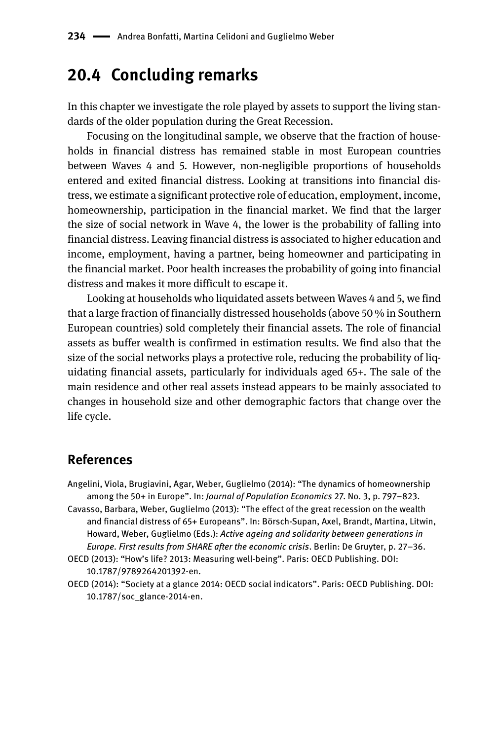## 20.4 Concluding remarks

In this chapter we investigate the role played by assets to support the living standards of the older population during the Great Recession.

Focusing on the longitudinal sample, we observe that the fraction of households in financial distress has remained stable in most European countries between Waves 4 and 5. However, non-negligible proportions of households entered and exited financial distress. Looking at transitions into financial distress, we estimate a significant protective role of education, employment, income, homeownership, participation in the financial market. We find that the larger the size of social network in Wave 4, the lower is the probability of falling into financial distress. Leaving financial distress is associated to higher education and income, employment, having a partner, being homeowner and participating in the financial market. Poor health increases the probability of going into financial distress and makes it more difficult to escape it.

Looking at households who liquidated assets between Waves 4 and 5, we find that a large fraction of financially distressed households (above 50 % in Southern European countries) sold completely their financial assets. The role of financial assets as buffer wealth is confirmed in estimation results. We find also that the size of the social networks plays a protective role, reducing the probability of liquidating financial assets, particularly for individuals aged 65+. The sale of the main residence and other real assets instead appears to be mainly associated to changes in household size and other demographic factors that change over the life cycle.

## References

Angelini, Viola, Brugiavini, Agar, Weber, Guglielmo (2014): "The dynamics of homeownership among the 50+ in Europe". In: *Journal of Population Economics* 27. No. 3, p. 797–823.

Cavasso, Barbara, Weber, Guglielmo (2013): "The effect of the great recession on the wealth and financial distress of 65+ Europeans". In: Börsch-Supan, Axel, Brandt, Martina, Litwin, Howard, Weber, Guglielmo (Eds.): *Active ageing and solidarity between generations in Europe. First results from SHARE after the economic crisis*. Berlin: De Gruyter, p. 27–36.

OECD (2013): "How's life? 2013: Measuring well-being". Paris: OECD Publishing. DOI: 10.1787/9789264201392-en.

OECD (2014): "Society at a glance 2014: OECD social indicators". Paris: OECD Publishing. DOI: 10.1787/soc_glance-2014-en.